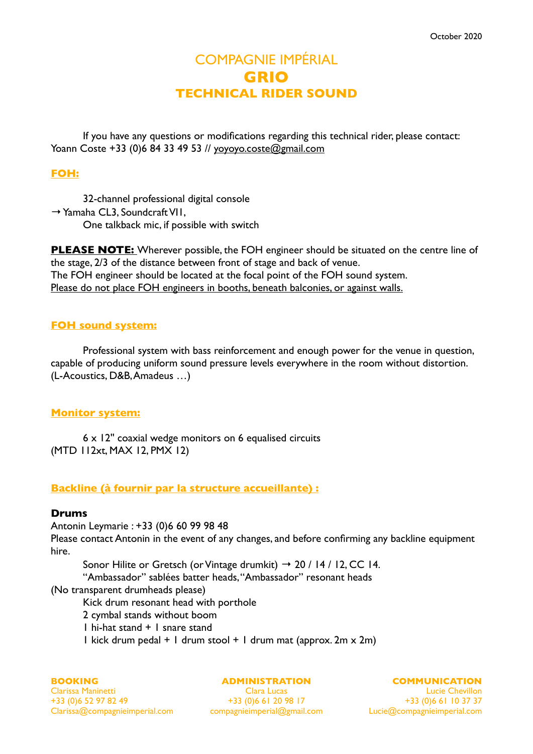October 2020

# COMPAGNIE IMPÉRIAL
# GRIO
## TECHNICAL RIDER SOUND

If you have any questions or modifications regarding this technical rider, please contact: Yoann Coste +33 (0)6 84 33 49 53 // yoyoyo.coste@gmail.com

### FOH:

32-channel professional digital console
→ Yamaha CL3, Soundcraft VI1,
One talkback mic, if possible with switch

**PLEASE NOTE:** Wherever possible, the FOH engineer should be situated on the centre line of the stage, 2/3 of the distance between front of stage and back of venue.
The FOH engineer should be located at the focal point of the FOH sound system.
Please do not place FOH engineers in booths, beneath balconies, or against walls.

### FOH sound system:

Professional system with bass reinforcement and enough power for the venue in question, capable of producing uniform sound pressure levels everywhere in the room without distortion. (L-Acoustics, D&B, Amadeus …)

### Monitor system:

6 x 12" coaxial wedge monitors on 6 equalised circuits
(MTD 112xt, MAX 12, PMX 12)

### Backline (à fournir par la structure accueillante) :

**Drums**

Antonin Leymarie : +33 (0)6 60 99 98 48
Please contact Antonin in the event of any changes, and before confirming any backline equipment hire.

Sonor Hilite or Gretsch (or Vintage drumkit) → 20 / 14 / 12, CC 14.
"Ambassador" sablées batter heads, "Ambassador" resonant heads
(No transparent drumheads please)
Kick drum resonant head with porthole
2 cymbal stands without boom
1 hi-hat stand + 1 snare stand
1 kick drum pedal + 1 drum stool + 1 drum mat (approx. 2m x 2m)

**BOOKING**
Clarissa Maninetti
+33 (0)6 52 97 82 49
Clarissa@compagnieimperial.com

**ADMINISTRATION**
Clara Lucas
+33 (0)6 61 20 98 17
compagnieimperial@gmail.com

**COMMUNICATION**
Lucie Chevillon
+33 (0)6 61 10 37 37
Lucie@compagnieimperial.com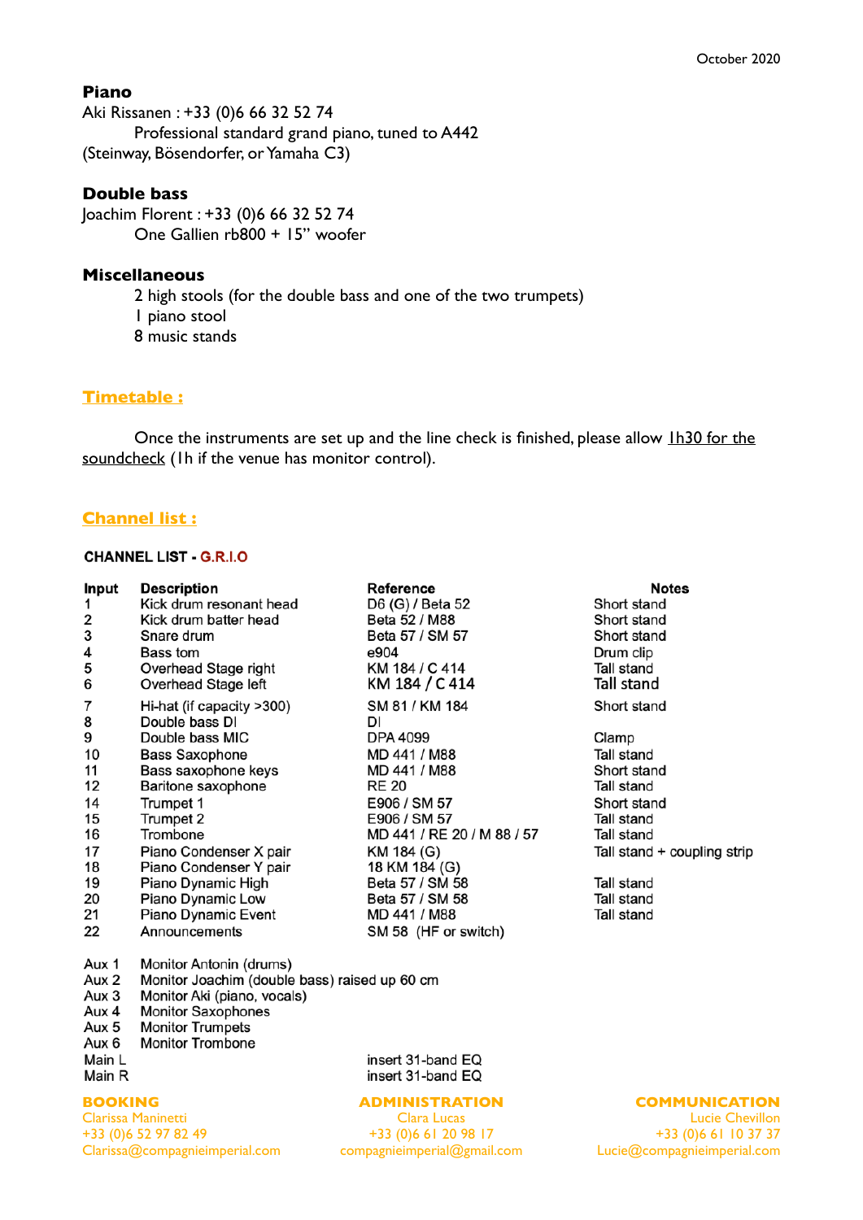October 2020

**Piano**

Aki Rissanen : +33 (0)6 66 32 52 74

Professional standard grand piano, tuned to A442 (Steinway, Bösendorfer, or Yamaha C3)

**Double bass**

Joachim Florent : +33 (0)6 66 32 52 74

One Gallien rb800 + 15" woofer

**Miscellaneous**

2 high stools (for the double bass and one of the two trumpets)
1 piano stool
8 music stands

## Timetable :

Once the instruments are set up and the line check is finished, please allow 1h30 for the soundcheck (1h if the venue has monitor control).

## Channel list :

**CHANNEL LIST - G.R.I.O**

| Input | Description | Reference | Notes |
|---|---|---|---|
| 1 | Kick drum resonant head | D6 (G) / Beta 52 | Short stand |
| 2 | Kick drum batter head | Beta 52 / M88 | Short stand |
| 3 | Snare drum | Beta 57 / SM 57 | Short stand |
| 4 | Bass tom | e904 | Drum clip |
| 5 | Overhead Stage right | KM 184 / C 414 | Tall stand |
| 6 | Overhead Stage left | KM 184 / C 414 | Tall stand |
| 7 | Hi-hat (if capacity >300) | SM 81 / KM 184 | Short stand |
| 8 | Double bass DI | DI | |
| 9 | Double bass MIC | DPA 4099 | Clamp |
| 10 | Bass Saxophone | MD 441 / M88 | Tall stand |
| 11 | Bass saxophone keys | MD 441 / M88 | Short stand |
| 12 | Baritone saxophone | RE 20 | Tall stand |
| 14 | Trumpet 1 | E906 / SM 57 | Short stand |
| 15 | Trumpet 2 | E906 / SM 57 | Tall stand |
| 16 | Trombone | MD 441 / RE 20 / M 88 / 57 | Tall stand |
| 17 | Piano Condenser X pair | KM 184 (G) | Tall stand + coupling strip |
| 18 | Piano Condenser Y pair | 18 KM 184 (G) | |
| 19 | Piano Dynamic High | Beta 57 / SM 58 | Tall stand |
| 20 | Piano Dynamic Low | Beta 57 / SM 58 | Tall stand |
| 21 | Piano Dynamic Event | MD 441 / M88 | Tall stand |
| 22 | Announcements | SM 58 (HF or switch) | |
| Aux 1 | Monitor Antonin (drums) | | |
| Aux 2 | Monitor Joachim (double bass) raised up 60 cm | | |
| Aux 3 | Monitor Aki (piano, vocals) | | |
| Aux 4 | Monitor Saxophones | | |
| Aux 5 | Monitor Trumpets | | |
| Aux 6 | Monitor Trombone | | |
| Main L | | insert 31-band EQ | |
| Main R | | insert 31-band EQ | |

**BOOKING**
Clarissa Maninetti
+33 (0)6 52 97 82 49
Clarissa@compagnieimperial.com

**ADMINISTRATION**
Clara Lucas
+33 (0)6 61 20 98 17
compagnieimperial@gmail.com

**COMMUNICATION**
Lucie Chevillon
+33 (0)6 61 10 37 37
Lucie@compagnieimperial.com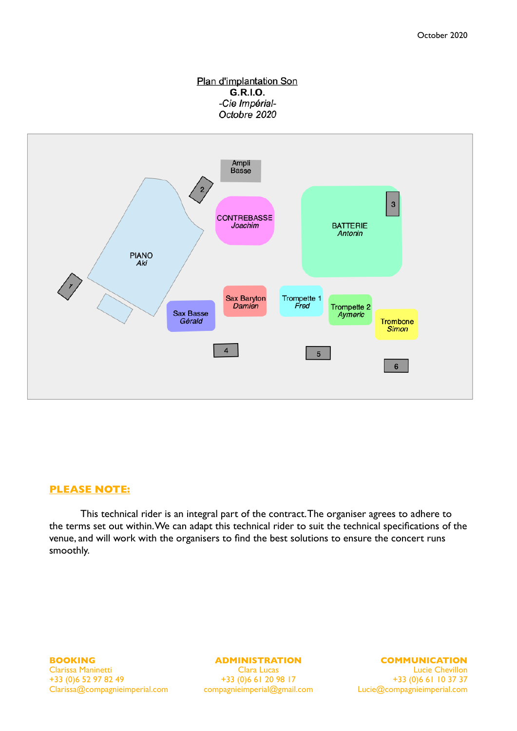October 2020

Plan d'implantation Son
**G.R.I.O.**
*-Cie Impérial-*
*Octobre 2020*

Ampli Basse

2

PIANO
*Aki*

CONTREBASSE
*Joachim*

BATTERIE
*Antonin*

3

1

Sax Basse
*Gérald*

Sax Baryton
*Damien*

Trompette 1
*Fred*

Trompette 2
*Aymeric*

Trombone
*Simon*

4

5

6

## PLEASE NOTE:

This technical rider is an integral part of the contract. The organiser agrees to adhere to the terms set out within. We can adapt this technical rider to suit the technical specifications of the venue, and will work with the organisers to find the best solutions to ensure the concert runs smoothly.

**BOOKING**
Clarissa Maninetti
+33 (0)6 52 97 82 49
Clarissa@compagnieimperial.com

**ADMINISTRATION**
Clara Lucas
+33 (0)6 61 20 98 17
compagnieimperial@gmail.com

**COMMUNICATION**
Lucie Chevillon
+33 (0)6 61 10 37 37
Lucie@compagnieimperial.com